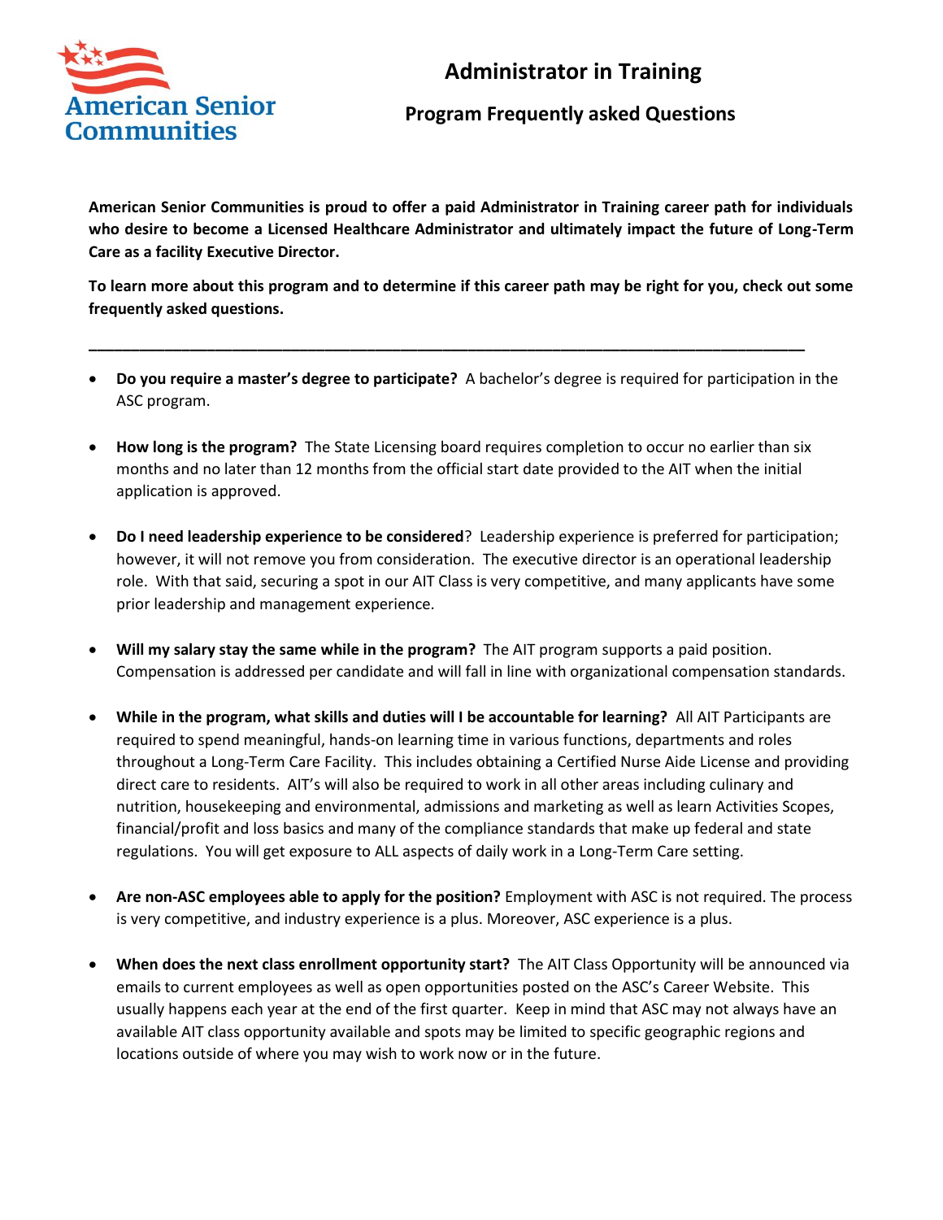American Senior Communities

# Administrator in Training

## Program Frequently asked Questions

**American Senior Communities is proud to offer a paid Administrator in Training career path for individuals who desire to become a Licensed Healthcare Administrator and ultimately impact the future of Long-Term Care as a facility Executive Director.**

**To learn more about this program and to determine if this career path may be right for you, check out some frequently asked questions.**

---

- **Do you require a master's degree to participate?** A bachelor's degree is required for participation in the ASC program.

- **How long is the program?** The State Licensing board requires completion to occur no earlier than six months and no later than 12 months from the official start date provided to the AIT when the initial application is approved.

- **Do I need leadership experience to be considered**? Leadership experience is preferred for participation; however, it will not remove you from consideration. The executive director is an operational leadership role. With that said, securing a spot in our AIT Class is very competitive, and many applicants have some prior leadership and management experience.

- **Will my salary stay the same while in the program?** The AIT program supports a paid position. Compensation is addressed per candidate and will fall in line with organizational compensation standards.

- **While in the program, what skills and duties will I be accountable for learning?** All AIT Participants are required to spend meaningful, hands-on learning time in various functions, departments and roles throughout a Long-Term Care Facility. This includes obtaining a Certified Nurse Aide License and providing direct care to residents. AIT's will also be required to work in all other areas including culinary and nutrition, housekeeping and environmental, admissions and marketing as well as learn Activities Scopes, financial/profit and loss basics and many of the compliance standards that make up federal and state regulations. You will get exposure to ALL aspects of daily work in a Long-Term Care setting.

- **Are non-ASC employees able to apply for the position?** Employment with ASC is not required. The process is very competitive, and industry experience is a plus. Moreover, ASC experience is a plus.

- **When does the next class enrollment opportunity start?** The AIT Class Opportunity will be announced via emails to current employees as well as open opportunities posted on the ASC's Career Website. This usually happens each year at the end of the first quarter. Keep in mind that ASC may not always have an available AIT class opportunity available and spots may be limited to specific geographic regions and locations outside of where you may wish to work now or in the future.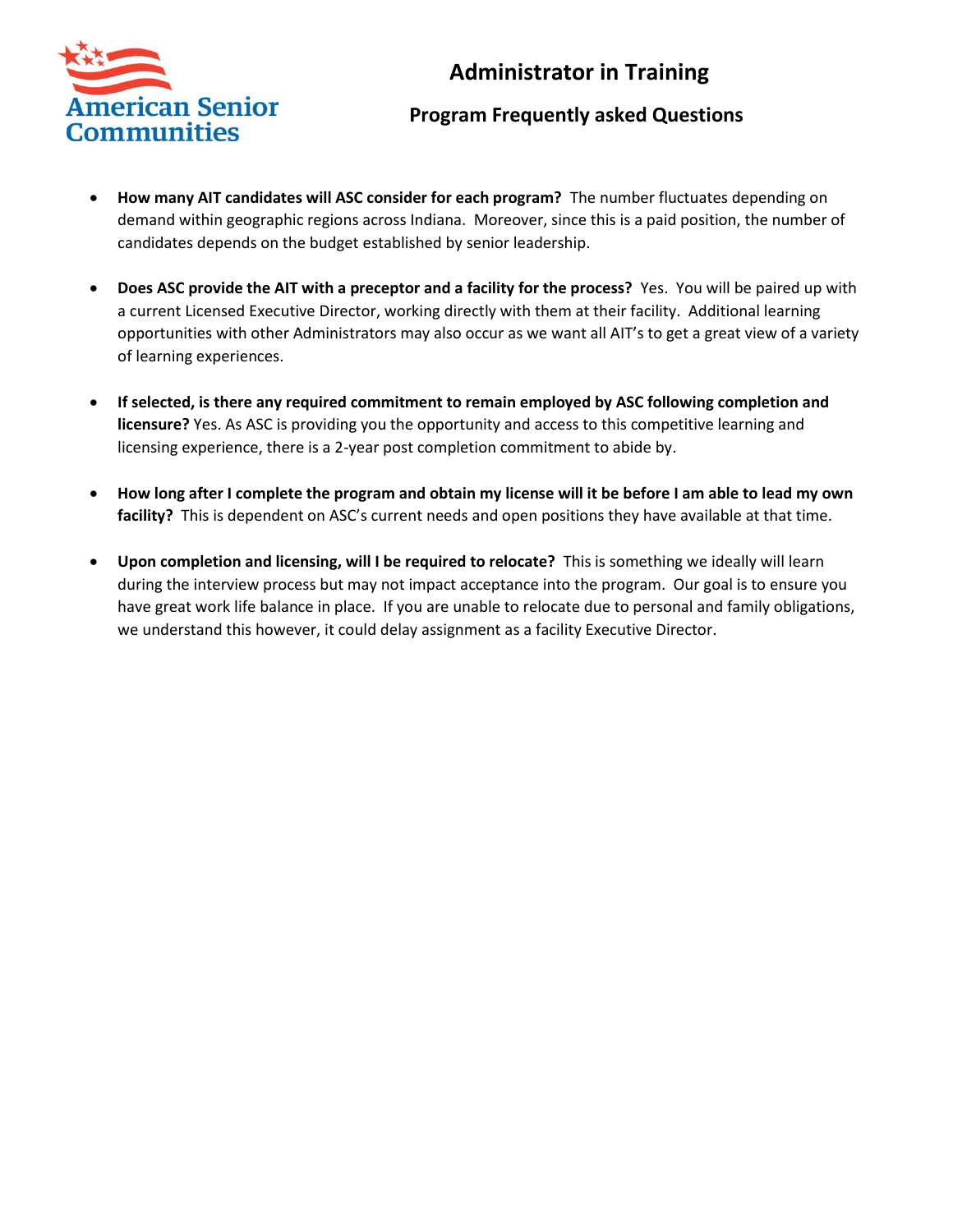American Senior Communities

# Administrator in Training

## Program Frequently asked Questions

- **How many AIT candidates will ASC consider for each program?** The number fluctuates depending on demand within geographic regions across Indiana. Moreover, since this is a paid position, the number of candidates depends on the budget established by senior leadership.

- **Does ASC provide the AIT with a preceptor and a facility for the process?** Yes. You will be paired up with a current Licensed Executive Director, working directly with them at their facility. Additional learning opportunities with other Administrators may also occur as we want all AIT's to get a great view of a variety of learning experiences.

- **If selected, is there any required commitment to remain employed by ASC following completion and licensure?** Yes. As ASC is providing you the opportunity and access to this competitive learning and licensing experience, there is a 2-year post completion commitment to abide by.

- **How long after I complete the program and obtain my license will it be before I am able to lead my own facility?** This is dependent on ASC's current needs and open positions they have available at that time.

- **Upon completion and licensing, will I be required to relocate?** This is something we ideally will learn during the interview process but may not impact acceptance into the program. Our goal is to ensure you have great work life balance in place. If you are unable to relocate due to personal and family obligations, we understand this however, it could delay assignment as a facility Executive Director.